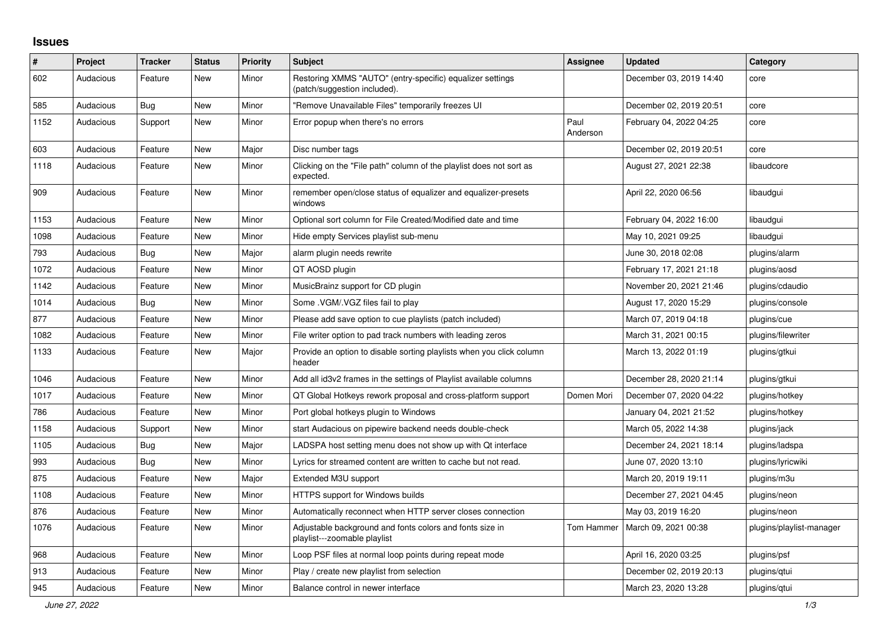# Issues

| # | Project | Tracker | Status | Priority | Subject | Assignee | Updated | Category |
|---|---|---|---|---|---|---|---|---|
| 602 | Audacious | Feature | New | Minor | Restoring XMMS "AUTO" (entry-specific) equalizer settings (patch/suggestion included). | | December 03, 2019 14:40 | core |
| 585 | Audacious | Bug | New | Minor | "Remove Unavailable Files" temporarily freezes UI | | December 02, 2019 20:51 | core |
| 1152 | Audacious | Support | New | Minor | Error popup when there's no errors | Paul Anderson | February 04, 2022 04:25 | core |
| 603 | Audacious | Feature | New | Major | Disc number tags | | December 02, 2019 20:51 | core |
| 1118 | Audacious | Feature | New | Minor | Clicking on the "File path" column of the playlist does not sort as expected. | | August 27, 2021 22:38 | libaudcore |
| 909 | Audacious | Feature | New | Minor | remember open/close status of equalizer and equalizer-presets windows | | April 22, 2020 06:56 | libaudgui |
| 1153 | Audacious | Feature | New | Minor | Optional sort column for File Created/Modified date and time | | February 04, 2022 16:00 | libaudgui |
| 1098 | Audacious | Feature | New | Minor | Hide empty Services playlist sub-menu | | May 10, 2021 09:25 | libaudgui |
| 793 | Audacious | Bug | New | Major | alarm plugin needs rewrite | | June 30, 2018 02:08 | plugins/alarm |
| 1072 | Audacious | Feature | New | Minor | QT AOSD plugin | | February 17, 2021 21:18 | plugins/aosd |
| 1142 | Audacious | Feature | New | Minor | MusicBrainz support for CD plugin | | November 20, 2021 21:46 | plugins/cdaudio |
| 1014 | Audacious | Bug | New | Minor | Some .VGM/.VGZ files fail to play | | August 17, 2020 15:29 | plugins/console |
| 877 | Audacious | Feature | New | Minor | Please add save option to cue playlists (patch included) | | March 07, 2019 04:18 | plugins/cue |
| 1082 | Audacious | Feature | New | Minor | File writer option to pad track numbers with leading zeros | | March 31, 2021 00:15 | plugins/filewriter |
| 1133 | Audacious | Feature | New | Major | Provide an option to disable sorting playlists when you click column header | | March 13, 2022 01:19 | plugins/gtkui |
| 1046 | Audacious | Feature | New | Minor | Add all id3v2 frames in the settings of Playlist available columns | | December 28, 2020 21:14 | plugins/gtkui |
| 1017 | Audacious | Feature | New | Minor | QT Global Hotkeys rework proposal and cross-platform support | Domen Mori | December 07, 2020 04:22 | plugins/hotkey |
| 786 | Audacious | Feature | New | Minor | Port global hotkeys plugin to Windows | | January 04, 2021 21:52 | plugins/hotkey |
| 1158 | Audacious | Support | New | Minor | start Audacious on pipewire backend needs double-check | | March 05, 2022 14:38 | plugins/jack |
| 1105 | Audacious | Bug | New | Major | LADSPA host setting menu does not show up with Qt interface | | December 24, 2021 18:14 | plugins/ladspa |
| 993 | Audacious | Bug | New | Minor | Lyrics for streamed content are written to cache but not read. | | June 07, 2020 13:10 | plugins/lyricwiki |
| 875 | Audacious | Feature | New | Major | Extended M3U support | | March 20, 2019 19:11 | plugins/m3u |
| 1108 | Audacious | Feature | New | Minor | HTTPS support for Windows builds | | December 27, 2021 04:45 | plugins/neon |
| 876 | Audacious | Feature | New | Minor | Automatically reconnect when HTTP server closes connection | | May 03, 2019 16:20 | plugins/neon |
| 1076 | Audacious | Feature | New | Minor | Adjustable background and fonts colors and fonts size in playlist---zoomable playlist | Tom Hammer | March 09, 2021 00:38 | plugins/playlist-manager |
| 968 | Audacious | Feature | New | Minor | Loop PSF files at normal loop points during repeat mode | | April 16, 2020 03:25 | plugins/psf |
| 913 | Audacious | Feature | New | Minor | Play / create new playlist from selection | | December 02, 2019 20:13 | plugins/qtui |
| 945 | Audacious | Feature | New | Minor | Balance control in newer interface | | March 23, 2020 13:28 | plugins/qtui |

*June 27, 2022*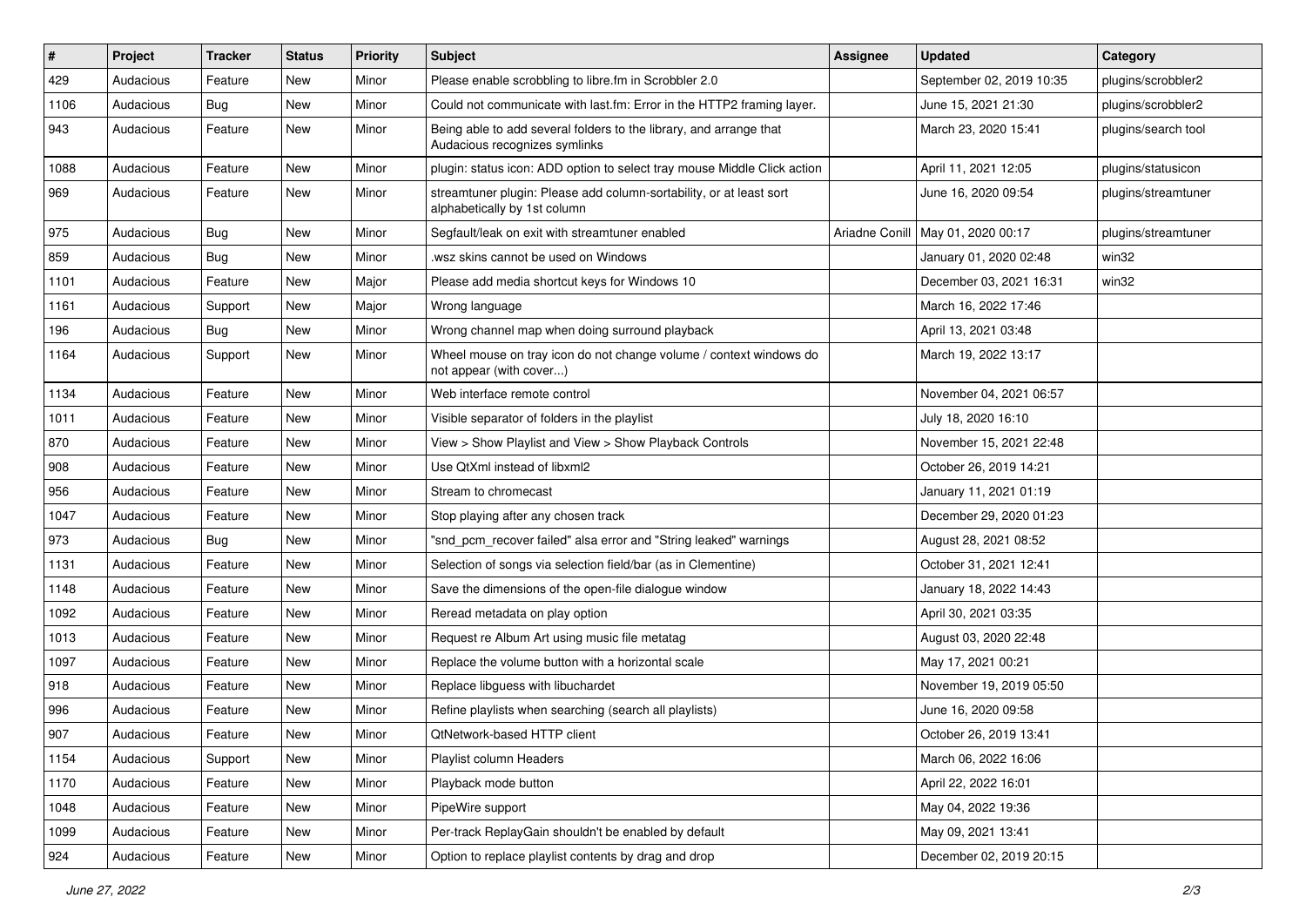| # | Project | Tracker | Status | Priority | Subject | Assignee | Updated | Category |
|---|---|---|---|---|---|---|---|---|
| 429 | Audacious | Feature | New | Minor | Please enable scrobbling to libre.fm in Scrobbler 2.0 | | September 02, 2019 10:35 | plugins/scrobbler2 |
| 1106 | Audacious | Bug | New | Minor | Could not communicate with last.fm: Error in the HTTP2 framing layer. | | June 15, 2021 21:30 | plugins/scrobbler2 |
| 943 | Audacious | Feature | New | Minor | Being able to add several folders to the library, and arrange that Audacious recognizes symlinks | | March 23, 2020 15:41 | plugins/search tool |
| 1088 | Audacious | Feature | New | Minor | plugin: status icon: ADD option to select tray mouse Middle Click action | | April 11, 2021 12:05 | plugins/statusicon |
| 969 | Audacious | Feature | New | Minor | streamtuner plugin: Please add column-sortability, or at least sort alphabetically by 1st column | | June 16, 2020 09:54 | plugins/streamtuner |
| 975 | Audacious | Bug | New | Minor | Segfault/leak on exit with streamtuner enabled | Ariadne Conill | May 01, 2020 00:17 | plugins/streamtuner |
| 859 | Audacious | Bug | New | Minor | .wsz skins cannot be used on Windows | | January 01, 2020 02:48 | win32 |
| 1101 | Audacious | Feature | New | Major | Please add media shortcut keys for Windows 10 | | December 03, 2021 16:31 | win32 |
| 1161 | Audacious | Support | New | Major | Wrong language | | March 16, 2022 17:46 | |
| 196 | Audacious | Bug | New | Minor | Wrong channel map when doing surround playback | | April 13, 2021 03:48 | |
| 1164 | Audacious | Support | New | Minor | Wheel mouse on tray icon do not change volume / context windows do not appear (with cover...) | | March 19, 2022 13:17 | |
| 1134 | Audacious | Feature | New | Minor | Web interface remote control | | November 04, 2021 06:57 | |
| 1011 | Audacious | Feature | New | Minor | Visible separator of folders in the playlist | | July 18, 2020 16:10 | |
| 870 | Audacious | Feature | New | Minor | View > Show Playlist and View > Show Playback Controls | | November 15, 2021 22:48 | |
| 908 | Audacious | Feature | New | Minor | Use QtXml instead of libxml2 | | October 26, 2019 14:21 | |
| 956 | Audacious | Feature | New | Minor | Stream to chromecast | | January 11, 2021 01:19 | |
| 1047 | Audacious | Feature | New | Minor | Stop playing after any chosen track | | December 29, 2020 01:23 | |
| 973 | Audacious | Bug | New | Minor | "snd_pcm_recover failed" alsa error and "String leaked" warnings | | August 28, 2021 08:52 | |
| 1131 | Audacious | Feature | New | Minor | Selection of songs via selection field/bar (as in Clementine) | | October 31, 2021 12:41 | |
| 1148 | Audacious | Feature | New | Minor | Save the dimensions of the open-file dialogue window | | January 18, 2022 14:43 | |
| 1092 | Audacious | Feature | New | Minor | Reread metadata on play option | | April 30, 2021 03:35 | |
| 1013 | Audacious | Feature | New | Minor | Request re Album Art using music file metatag | | August 03, 2020 22:48 | |
| 1097 | Audacious | Feature | New | Minor | Replace the volume button with a horizontal scale | | May 17, 2021 00:21 | |
| 918 | Audacious | Feature | New | Minor | Replace libguess with libuchardet | | November 19, 2019 05:50 | |
| 996 | Audacious | Feature | New | Minor | Refine playlists when searching (search all playlists) | | June 16, 2020 09:58 | |
| 907 | Audacious | Feature | New | Minor | QtNetwork-based HTTP client | | October 26, 2019 13:41 | |
| 1154 | Audacious | Support | New | Minor | Playlist column Headers | | March 06, 2022 16:06 | |
| 1170 | Audacious | Feature | New | Minor | Playback mode button | | April 22, 2022 16:01 | |
| 1048 | Audacious | Feature | New | Minor | PipeWire support | | May 04, 2022 19:36 | |
| 1099 | Audacious | Feature | New | Minor | Per-track ReplayGain shouldn't be enabled by default | | May 09, 2021 13:41 | |
| 924 | Audacious | Feature | New | Minor | Option to replace playlist contents by drag and drop | | December 02, 2019 20:15 | |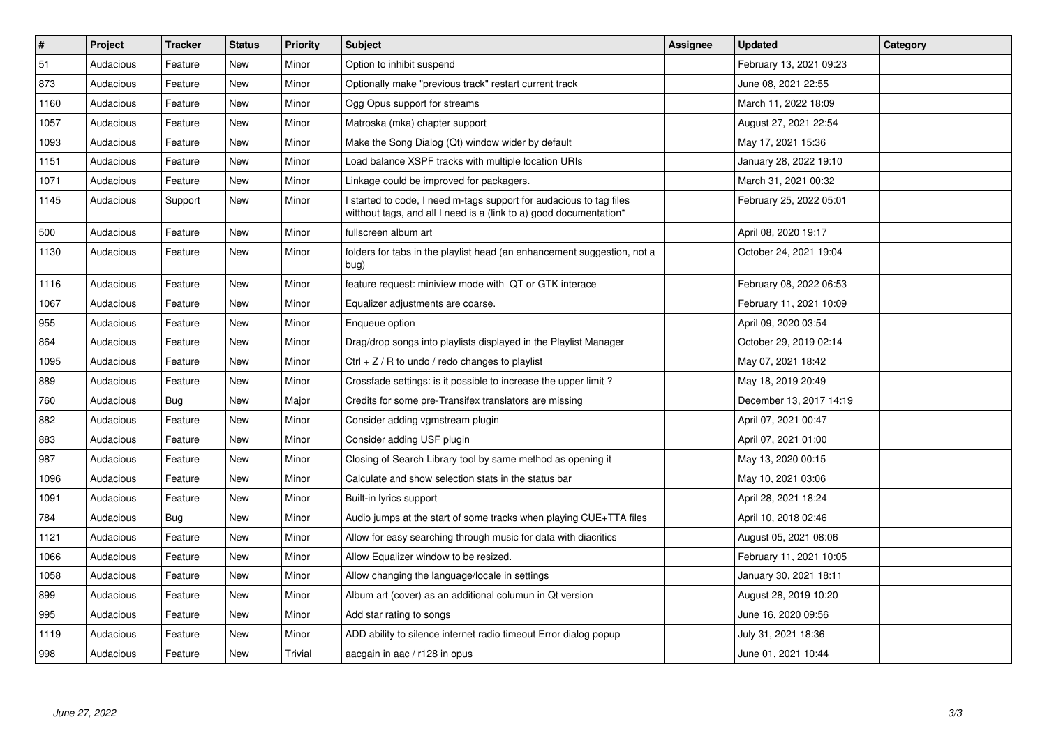| # | Project | Tracker | Status | Priority | Subject | Assignee | Updated | Category |
|---|---|---|---|---|---|---|---|---|
| 51 | Audacious | Feature | New | Minor | Option to inhibit suspend | | February 13, 2021 09:23 | |
| 873 | Audacious | Feature | New | Minor | Optionally make "previous track" restart current track | | June 08, 2021 22:55 | |
| 1160 | Audacious | Feature | New | Minor | Ogg Opus support for streams | | March 11, 2022 18:09 | |
| 1057 | Audacious | Feature | New | Minor | Matroska (mka) chapter support | | August 27, 2021 22:54 | |
| 1093 | Audacious | Feature | New | Minor | Make the Song Dialog (Qt) window wider by default | | May 17, 2021 15:36 | |
| 1151 | Audacious | Feature | New | Minor | Load balance XSPF tracks with multiple location URIs | | January 28, 2022 19:10 | |
| 1071 | Audacious | Feature | New | Minor | Linkage could be improved for packagers. | | March 31, 2021 00:32 | |
| 1145 | Audacious | Support | New | Minor | I started to code, I need m-tags support for audacious to tag files witthout tags, and all I need is a (link to a) good documentation* | | February 25, 2022 05:01 | |
| 500 | Audacious | Feature | New | Minor | fullscreen album art | | April 08, 2020 19:17 | |
| 1130 | Audacious | Feature | New | Minor | folders for tabs in the playlist head (an enhancement suggestion, not a bug) | | October 24, 2021 19:04 | |
| 1116 | Audacious | Feature | New | Minor | feature request: miniview mode with QT or GTK interace | | February 08, 2022 06:53 | |
| 1067 | Audacious | Feature | New | Minor | Equalizer adjustments are coarse. | | February 11, 2021 10:09 | |
| 955 | Audacious | Feature | New | Minor | Enqueue option | | April 09, 2020 03:54 | |
| 864 | Audacious | Feature | New | Minor | Drag/drop songs into playlists displayed in the Playlist Manager | | October 29, 2019 02:14 | |
| 1095 | Audacious | Feature | New | Minor | Ctrl + Z / R to undo / redo changes to playlist | | May 07, 2021 18:42 | |
| 889 | Audacious | Feature | New | Minor | Crossfade settings: is it possible to increase the upper limit ? | | May 18, 2019 20:49 | |
| 760 | Audacious | Bug | New | Major | Credits for some pre-Transifex translators are missing | | December 13, 2017 14:19 | |
| 882 | Audacious | Feature | New | Minor | Consider adding vgmstream plugin | | April 07, 2021 00:47 | |
| 883 | Audacious | Feature | New | Minor | Consider adding USF plugin | | April 07, 2021 01:00 | |
| 987 | Audacious | Feature | New | Minor | Closing of Search Library tool by same method as opening it | | May 13, 2020 00:15 | |
| 1096 | Audacious | Feature | New | Minor | Calculate and show selection stats in the status bar | | May 10, 2021 03:06 | |
| 1091 | Audacious | Feature | New | Minor | Built-in lyrics support | | April 28, 2021 18:24 | |
| 784 | Audacious | Bug | New | Minor | Audio jumps at the start of some tracks when playing CUE+TTA files | | April 10, 2018 02:46 | |
| 1121 | Audacious | Feature | New | Minor | Allow for easy searching through music for data with diacritics | | August 05, 2021 08:06 | |
| 1066 | Audacious | Feature | New | Minor | Allow Equalizer window to be resized. | | February 11, 2021 10:05 | |
| 1058 | Audacious | Feature | New | Minor | Allow changing the language/locale in settings | | January 30, 2021 18:11 | |
| 899 | Audacious | Feature | New | Minor | Album art (cover) as an additional columun in Qt version | | August 28, 2019 10:20 | |
| 995 | Audacious | Feature | New | Minor | Add star rating to songs | | June 16, 2020 09:56 | |
| 1119 | Audacious | Feature | New | Minor | ADD ability to silence internet radio timeout Error dialog popup | | July 31, 2021 18:36 | |
| 998 | Audacious | Feature | New | Trivial | aacgain in aac / r128 in opus | | June 01, 2021 10:44 | |

*June 27, 2022*